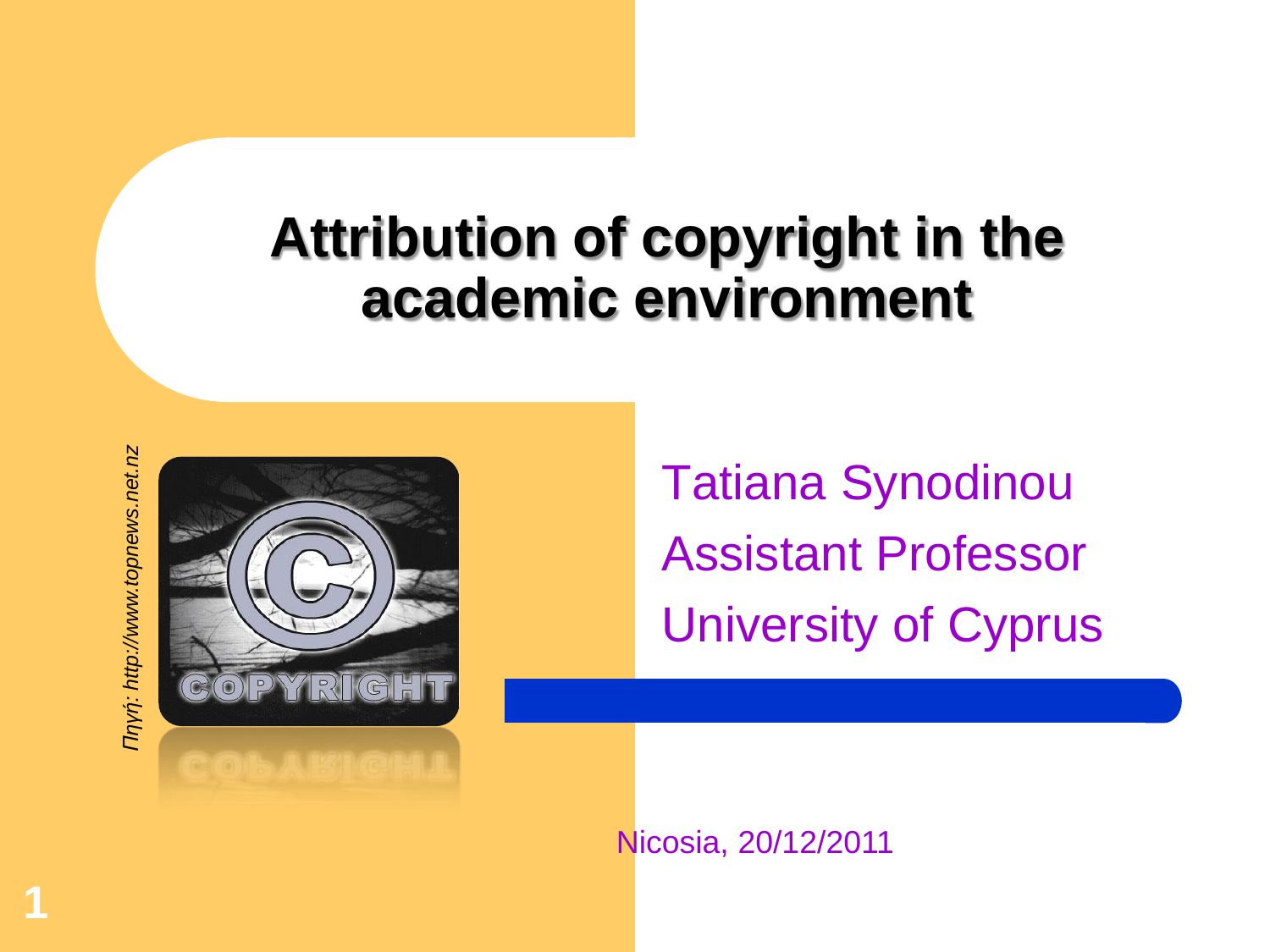# Attribution of copyright in the academic environment

*Πηγή: http://www.topnews.net.nz*

Tatiana Synodinou
Assistant Professor
University of Cyprus

Nicosia, 20/12/2011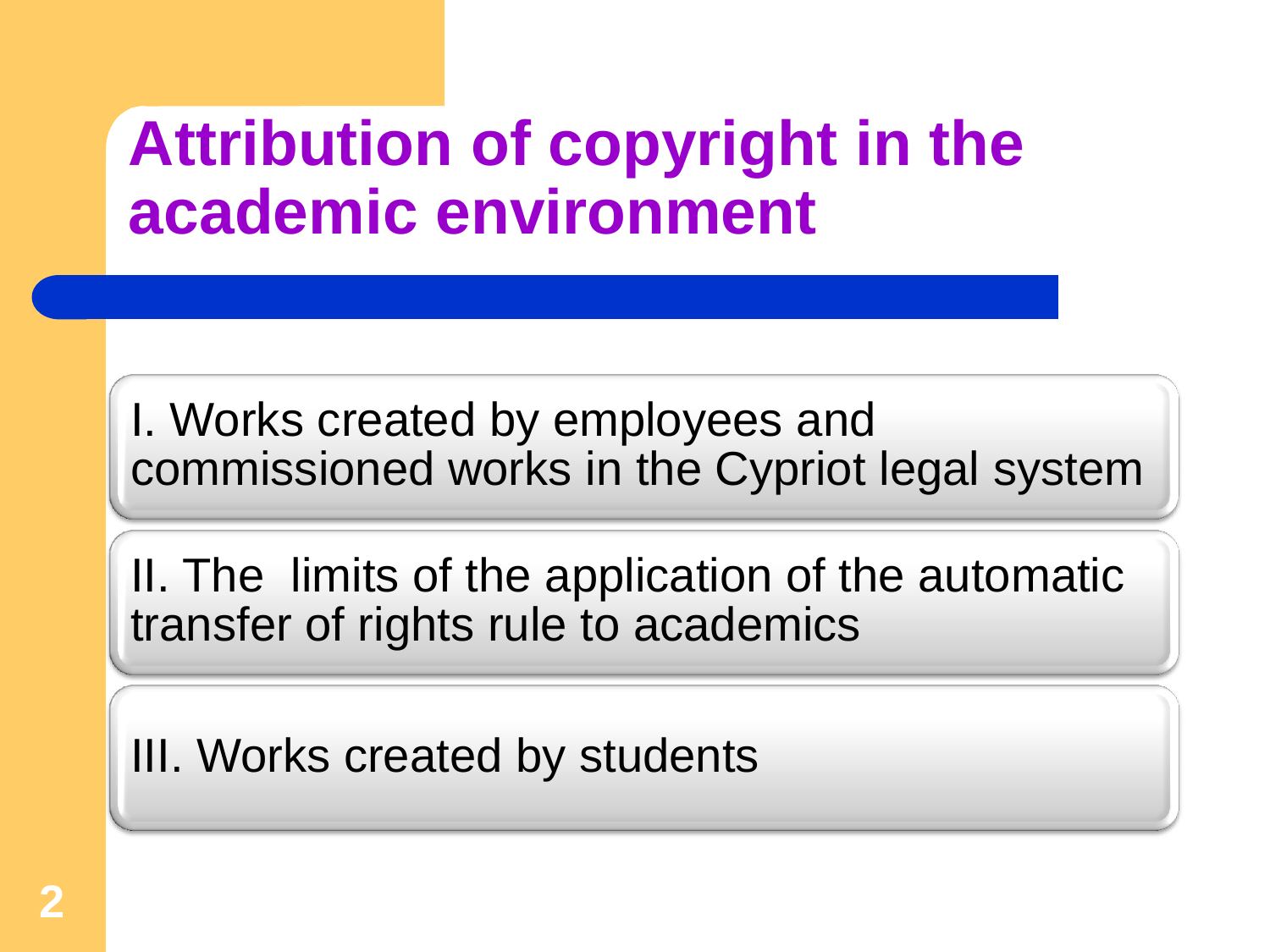# Attribution of copyright in the academic environment

I. Works created by employees and commissioned works in the Cypriot legal system

II. The limits of the application of the automatic transfer of rights rule to academics

III. Works created by students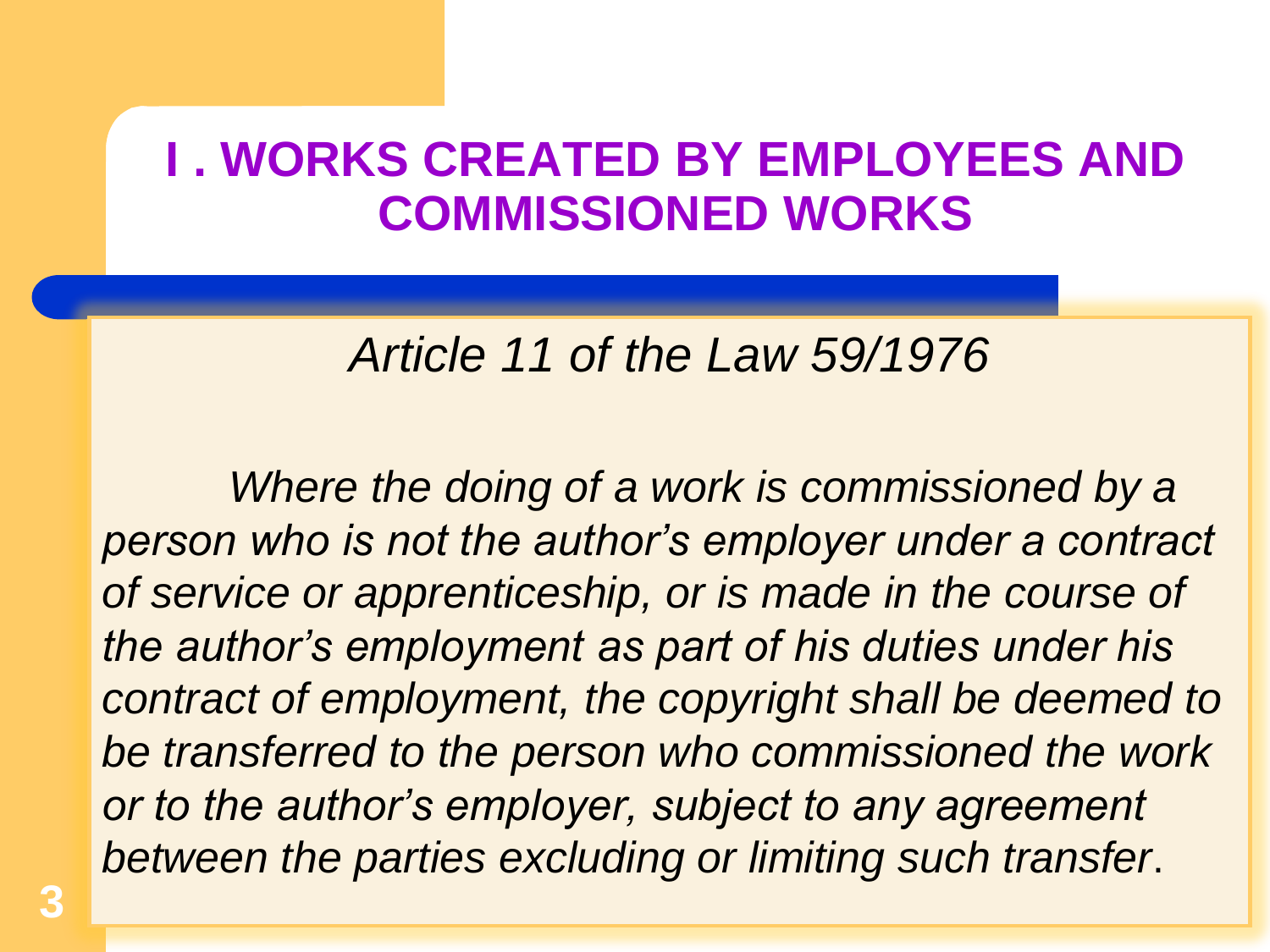# I . WORKS CREATED BY EMPLOYEES AND COMMISSIONED WORKS

*Article 11 of the Law 59/1976*

*Where the doing of a work is commissioned by a person who is not the author's employer under a contract of service or apprenticeship, or is made in the course of the author's employment as part of his duties under his contract of employment, the copyright shall be deemed to be transferred to the person who commissioned the work or to the author's employer, subject to any agreement between the parties excluding or limiting such transfer*.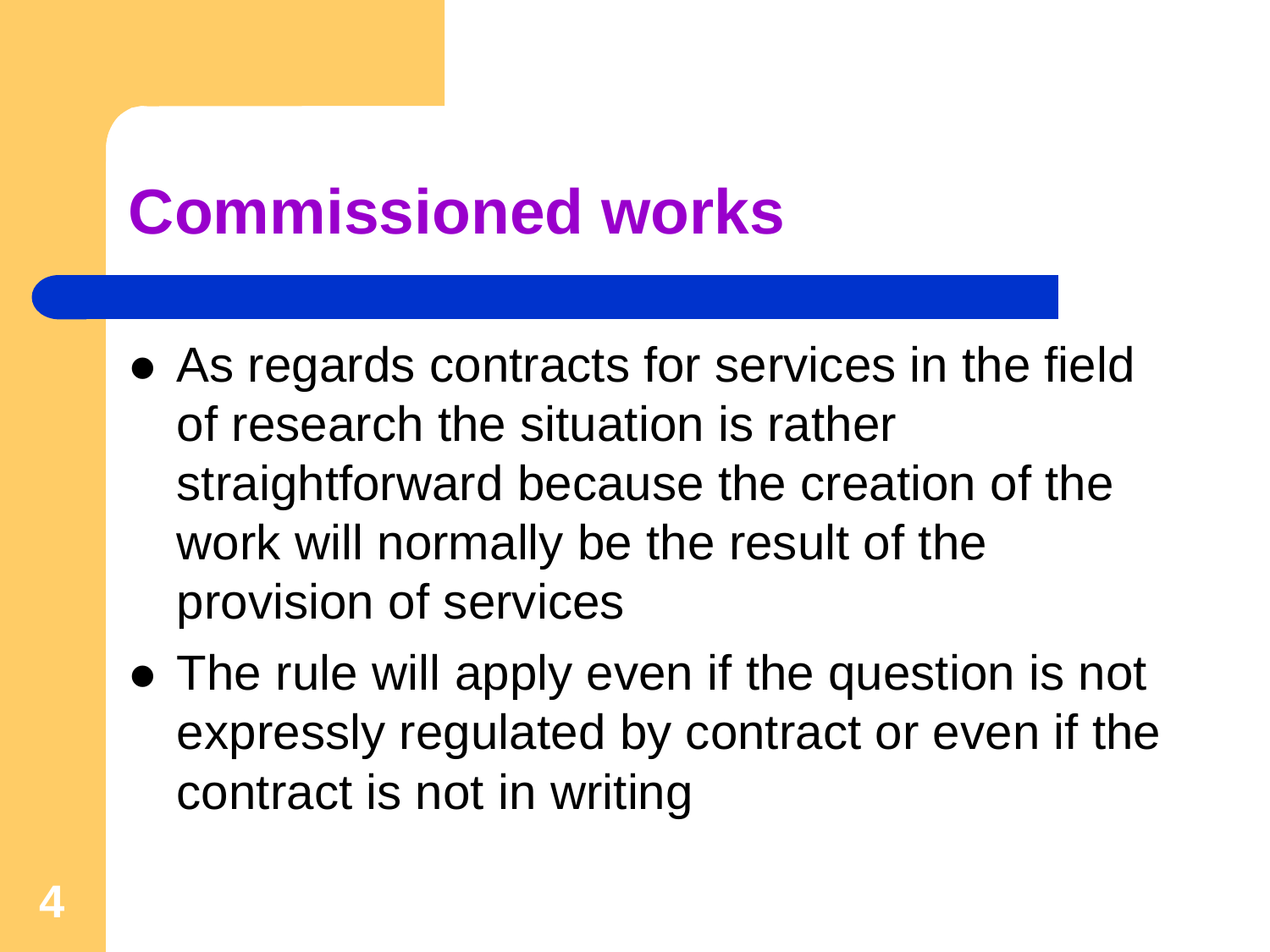# Commissioned works

- As regards contracts for services in the field of research the situation is rather straightforward because the creation of the work will normally be the result of the provision of services
- The rule will apply even if the question is not expressly regulated by contract or even if the contract is not in writing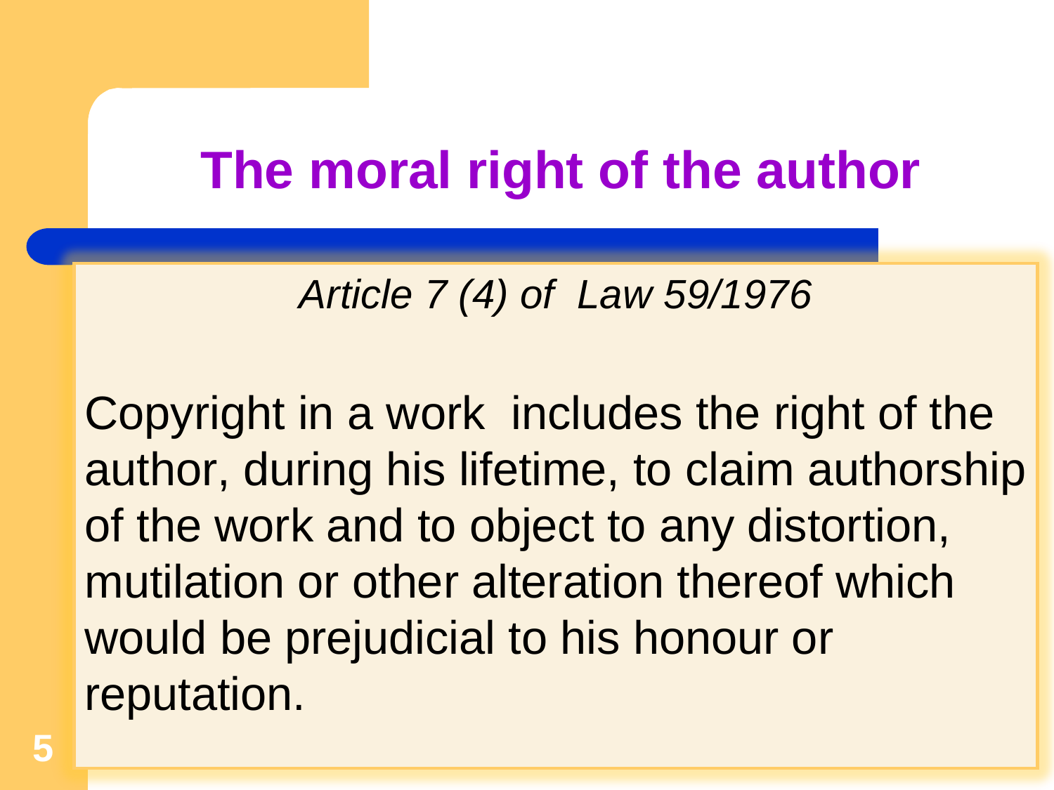# The moral right of the author

*Article 7 (4) of Law 59/1976*

Copyright in a work includes the right of the author, during his lifetime, to claim authorship of the work and to object to any distortion, mutilation or other alteration thereof which would be prejudicial to his honour or reputation.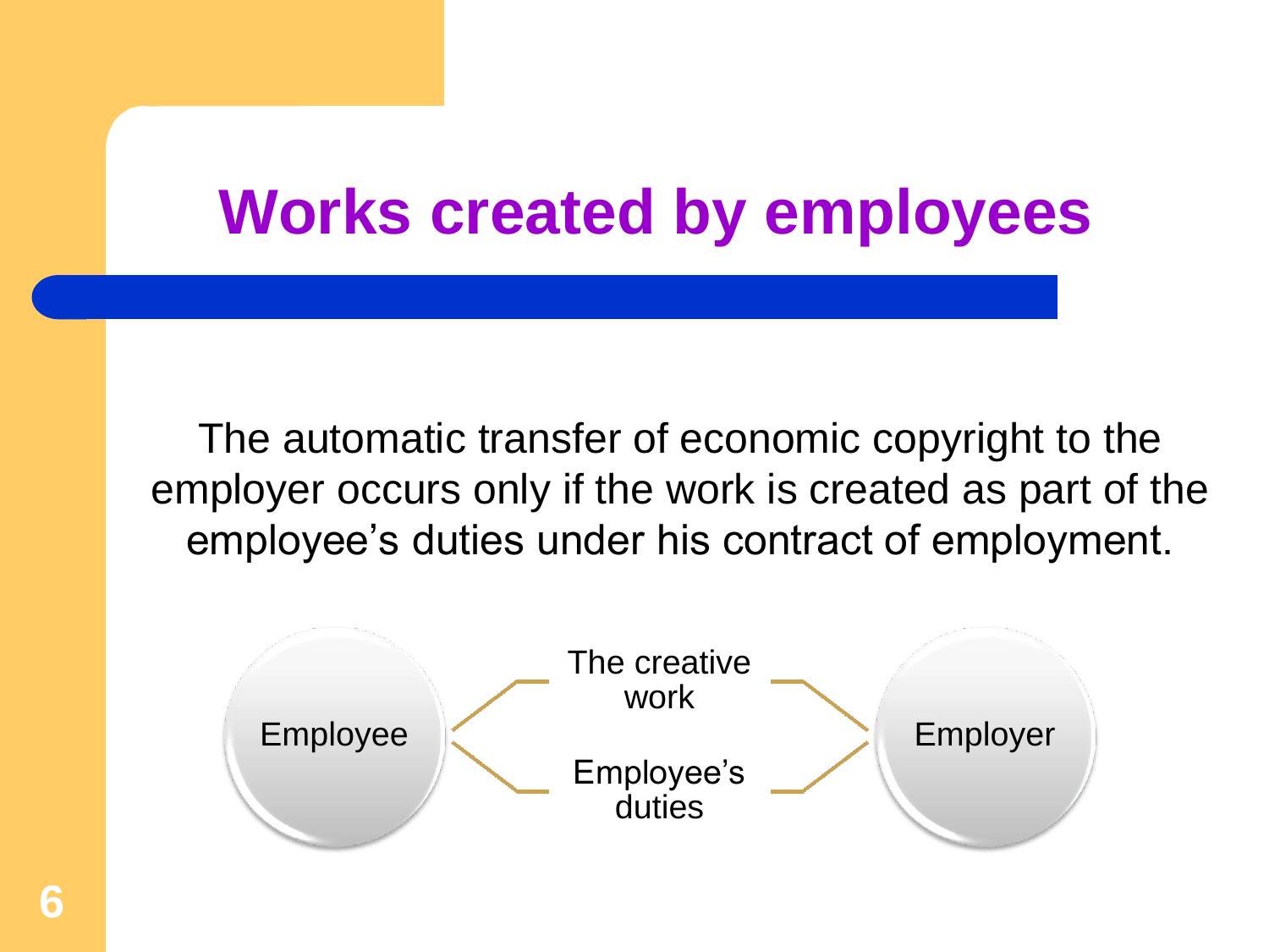# Works created by employees

The automatic transfer of economic copyright to the employer occurs only if the work is created as part of the employee's duties under his contract of employment.

Employee

The creative work

Employee's duties

Employer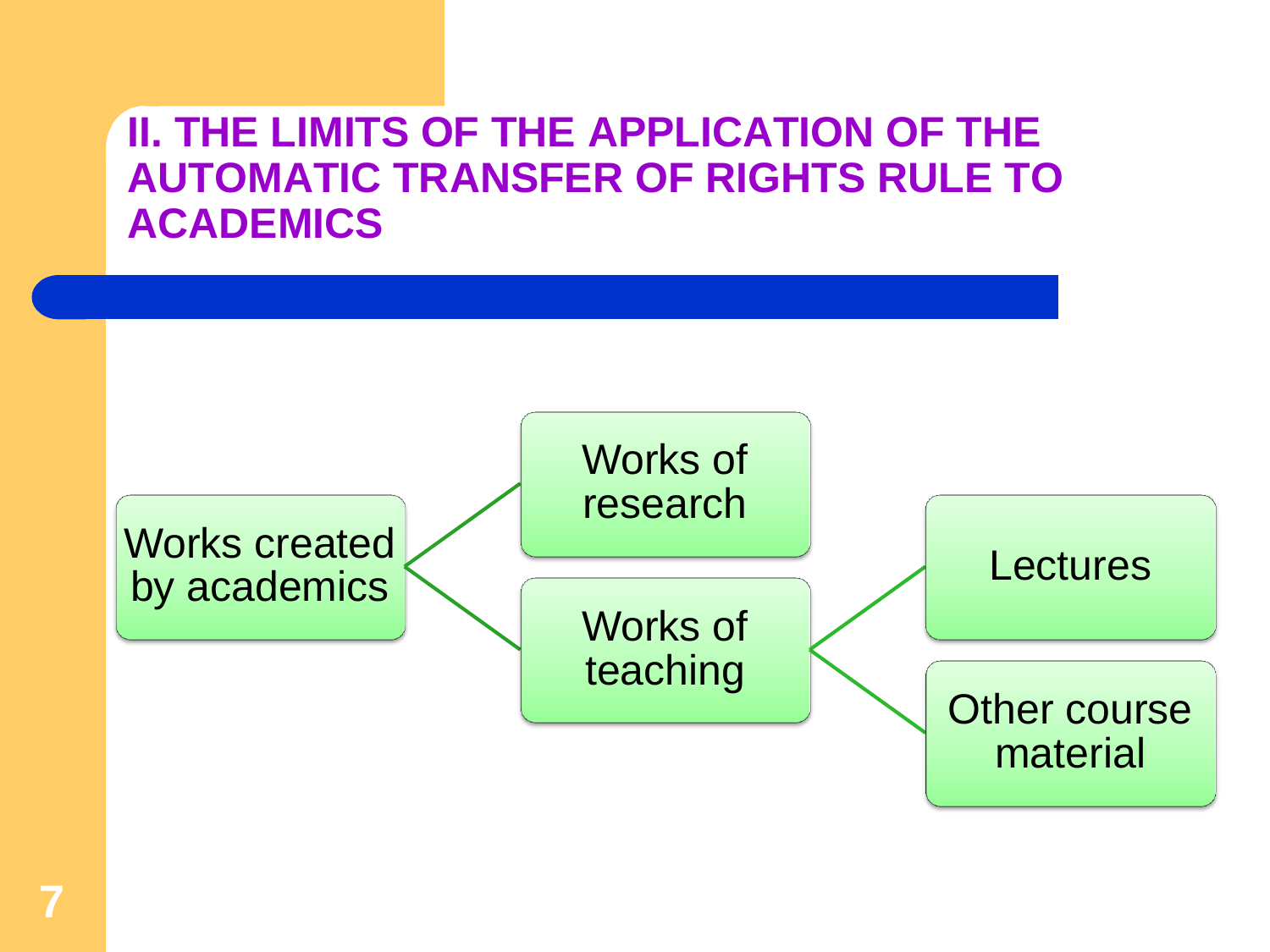## II. THE LIMITS OF THE APPLICATION OF THE AUTOMATIC TRANSFER OF RIGHTS RULE TO ACADEMICS

- Works created by academics
  - Works of research
  - Works of teaching
    - Lectures
    - Other course material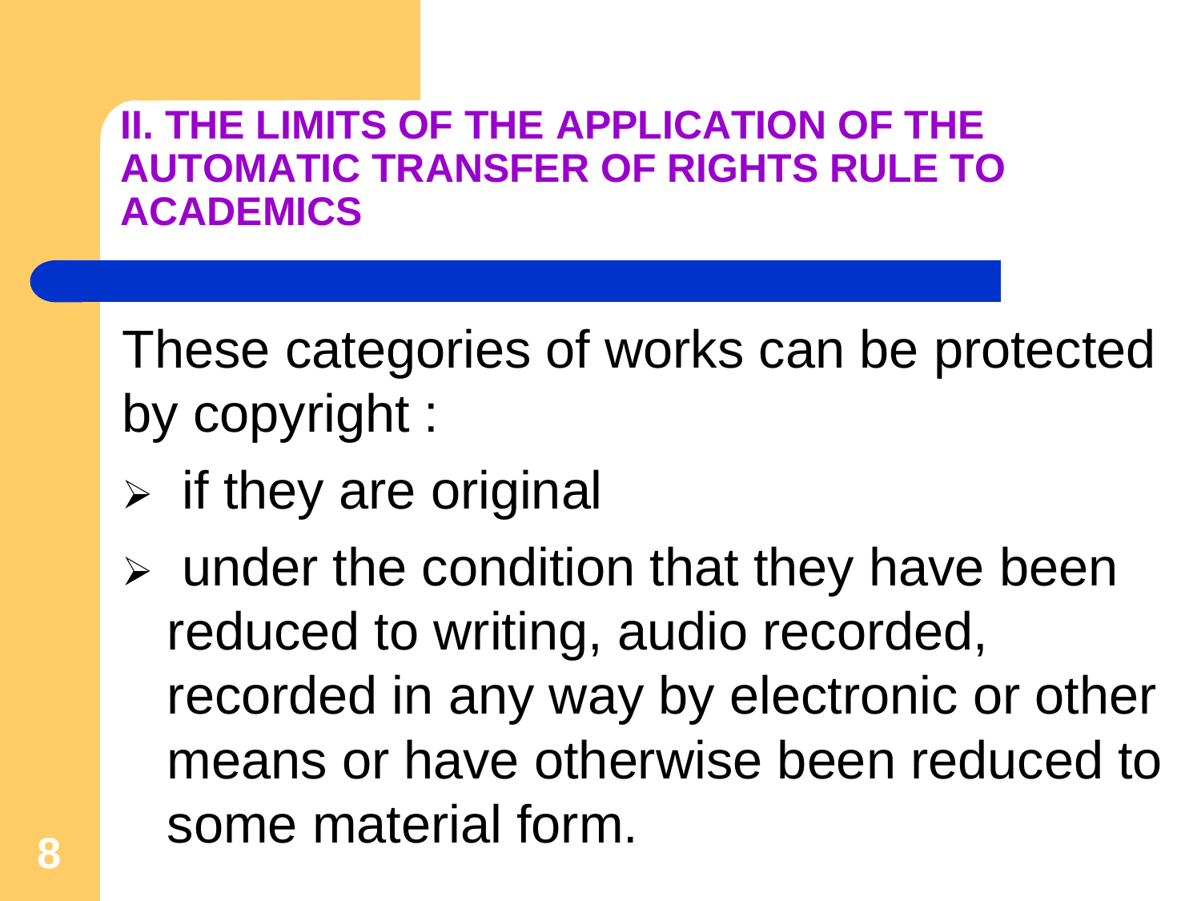## II. THE LIMITS OF THE APPLICATION OF THE AUTOMATIC TRANSFER OF RIGHTS RULE TO ACADEMICS

These categories of works can be protected by copyright :

- if they are original
- under the condition that they have been reduced to writing, audio recorded, recorded in any way by electronic or other means or have otherwise been reduced to some material form.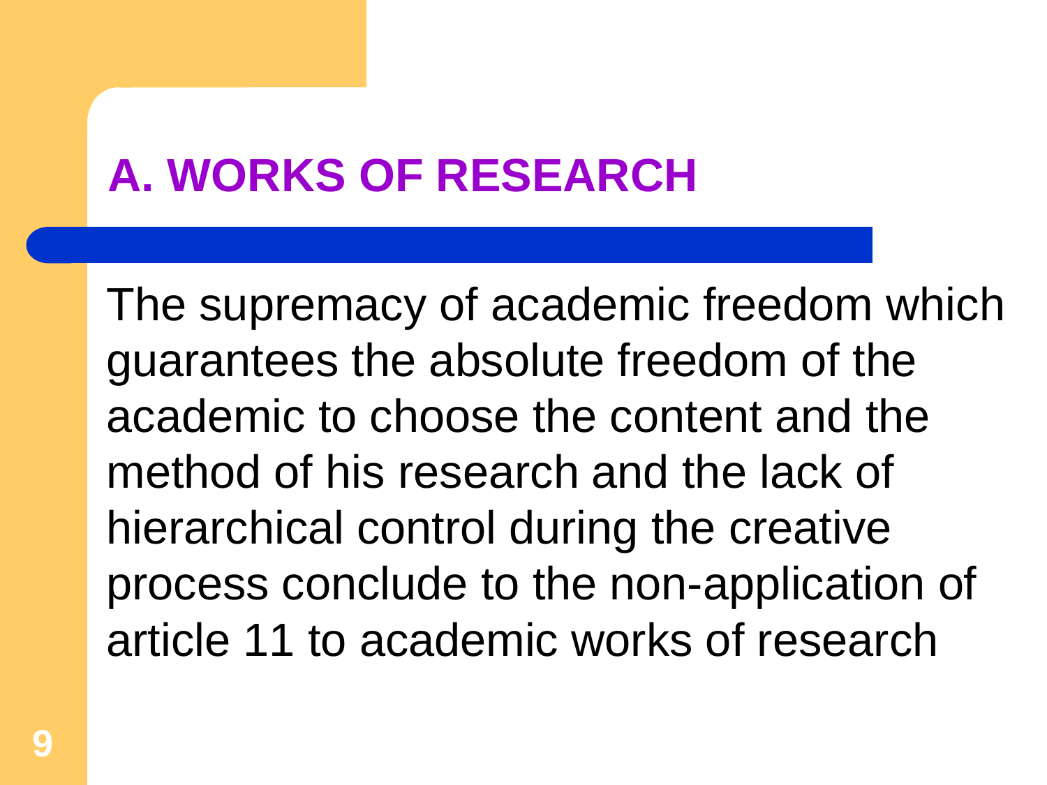## A. WORKS OF RESEARCH

The supremacy of academic freedom which guarantees the absolute freedom of the academic to choose the content and the method of his research and the lack of hierarchical control during the creative process conclude to the non-application of article 11 to academic works of research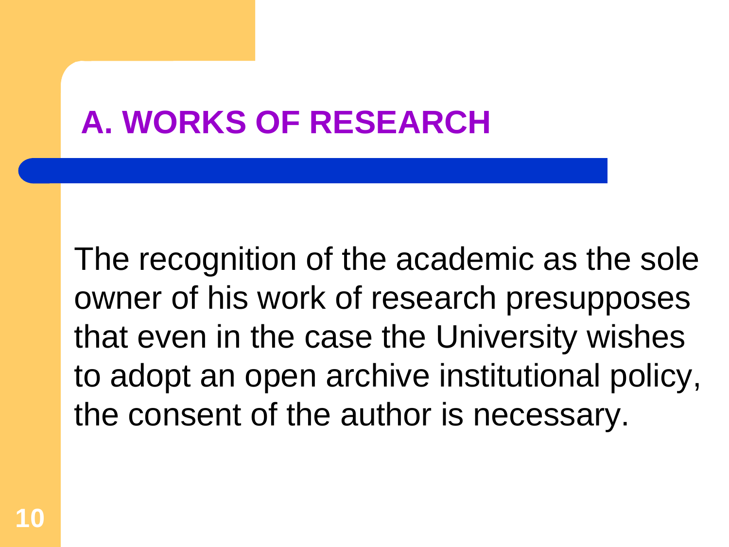# A. WORKS OF RESEARCH

The recognition of the academic as the sole owner of his work of research presupposes that even in the case the University wishes to adopt an open archive institutional policy, the consent of the author is necessary.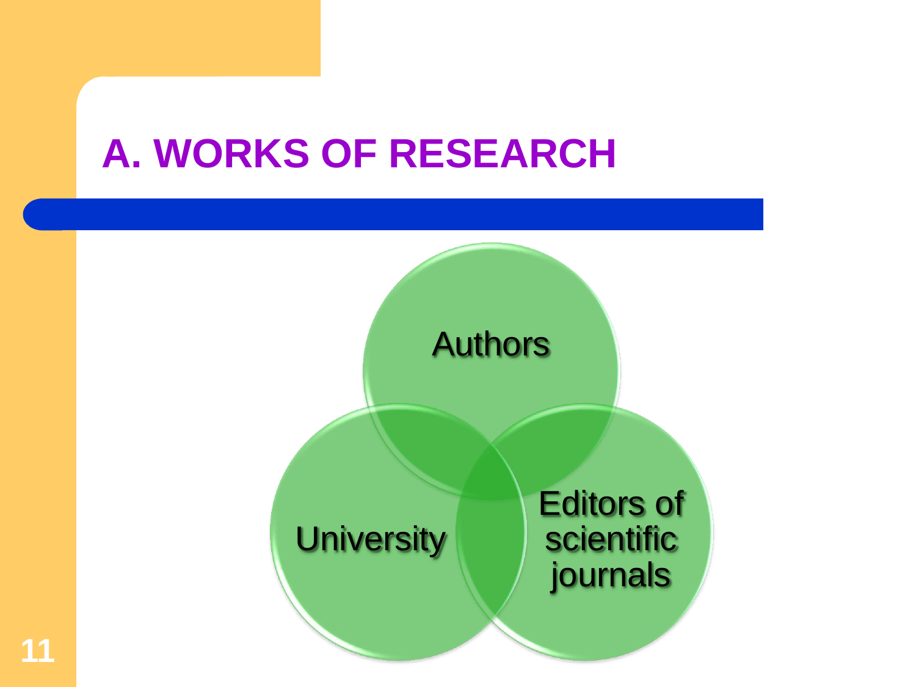# A. WORKS OF RESEARCH

- Authors
- University
- Editors of scientific journals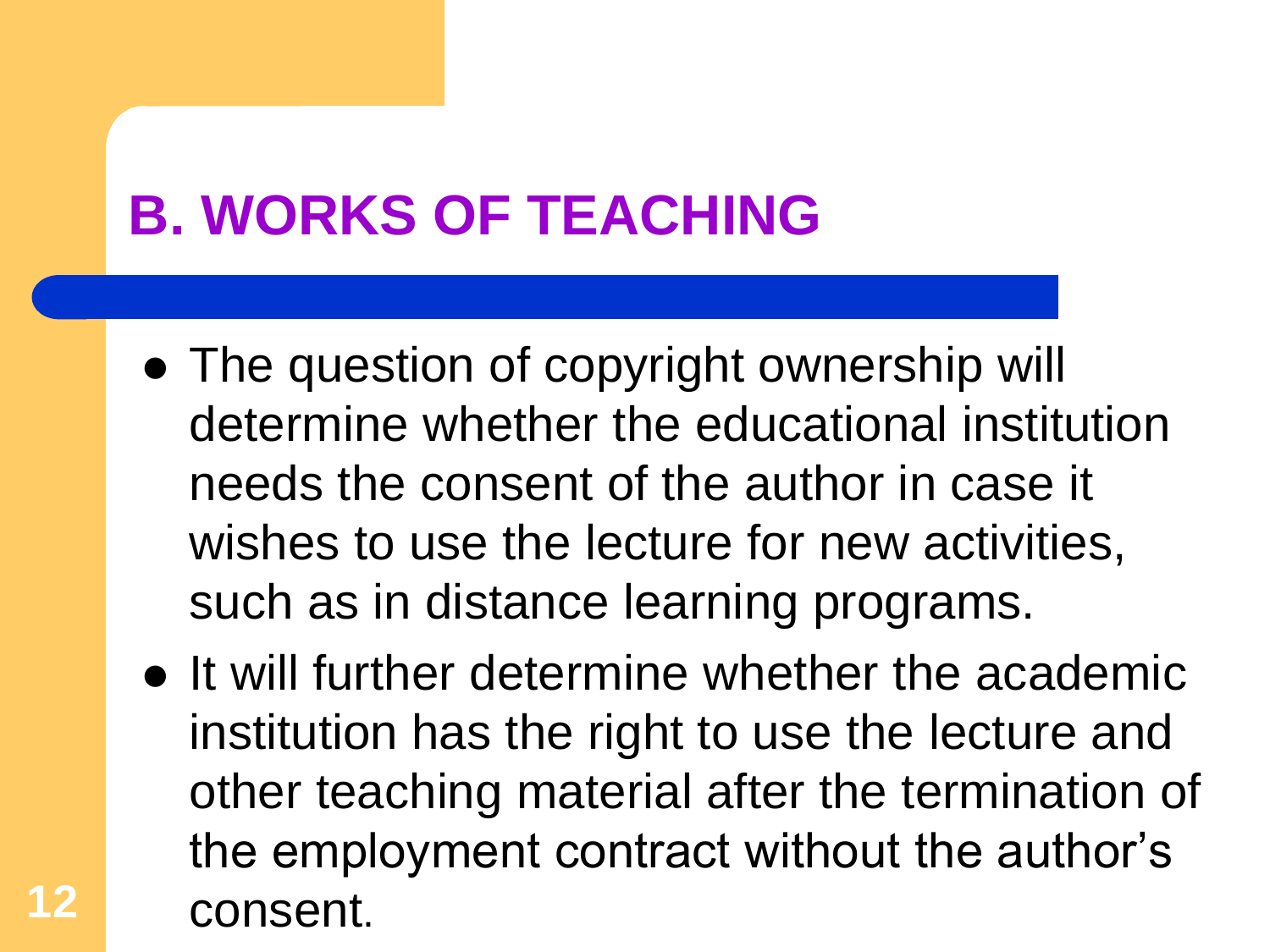## B. WORKS OF TEACHING

- The question of copyright ownership will determine whether the educational institution needs the consent of the author in case it wishes to use the lecture for new activities, such as in distance learning programs.
- It will further determine whether the academic institution has the right to use the lecture and other teaching material after the termination of the employment contract without the author's consent.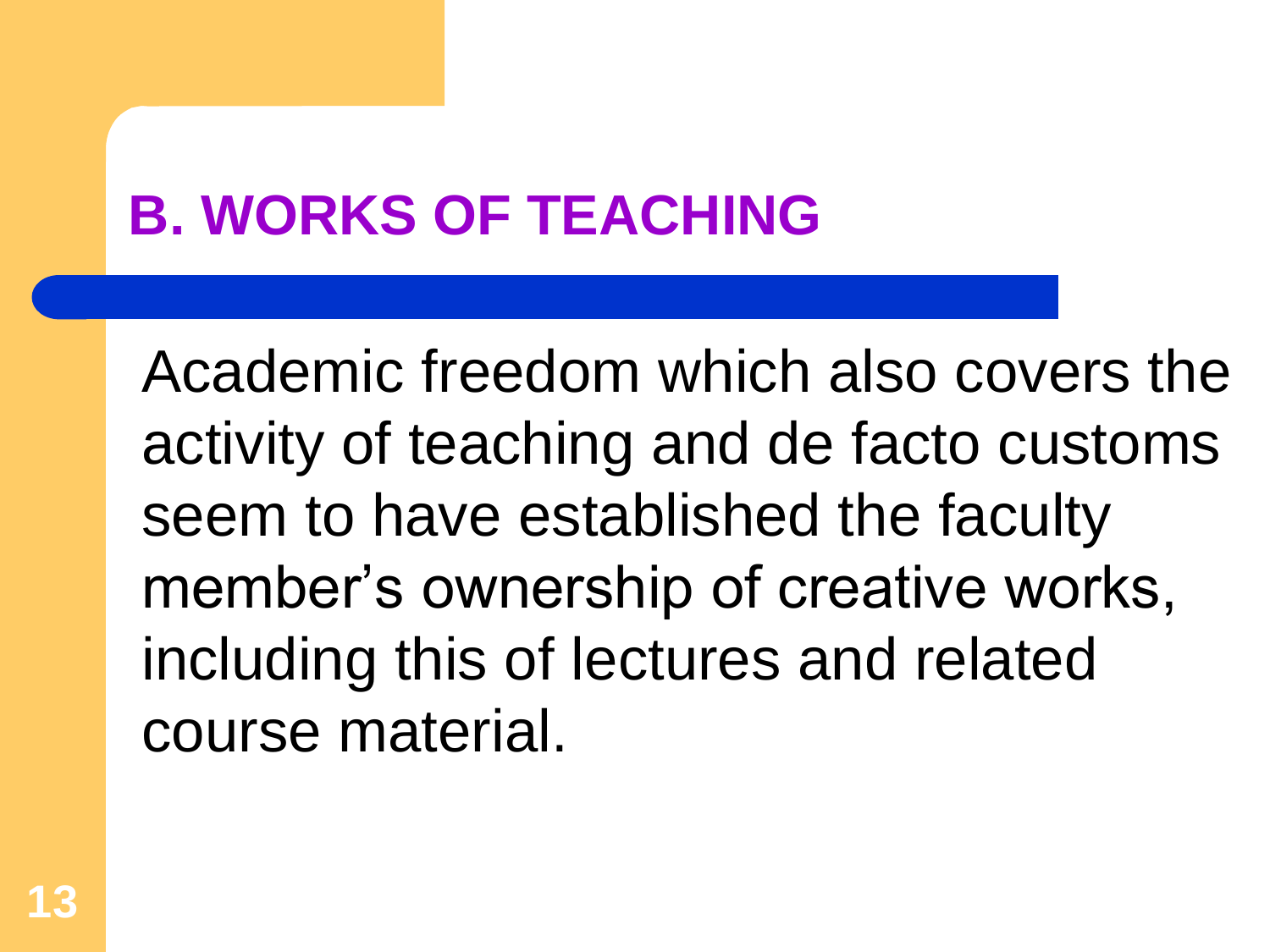## B. WORKS OF TEACHING

Academic freedom which also covers the activity of teaching and de facto customs seem to have established the faculty member's ownership of creative works, including this of lectures and related course material.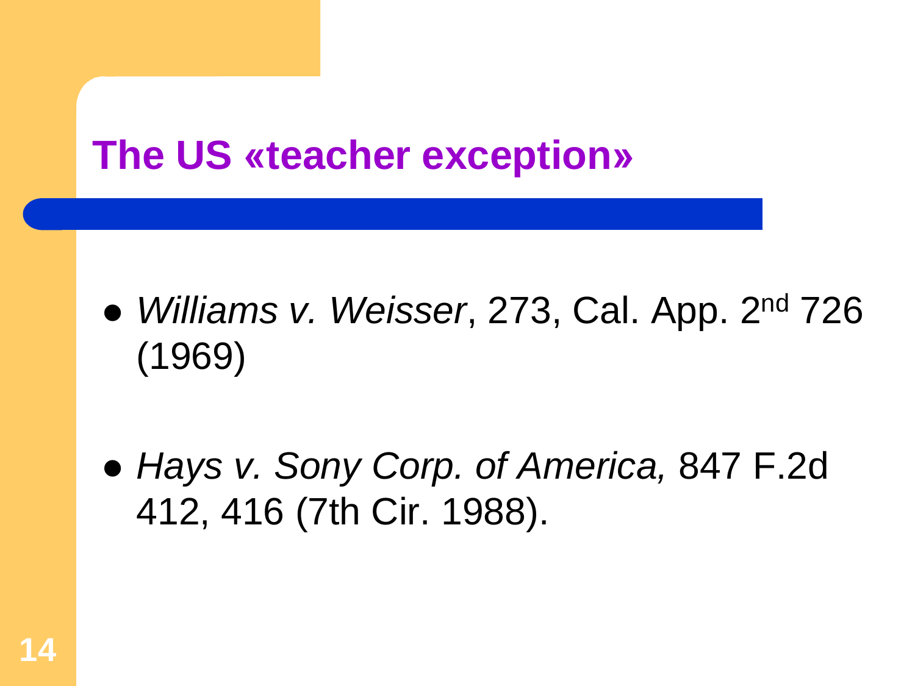# The US «teacher exception»

- *Williams v. Weisser*, 273, Cal. App. 2nd 726 (1969)
- *Hays v. Sony Corp. of America,* 847 F.2d 412, 416 (7th Cir. 1988).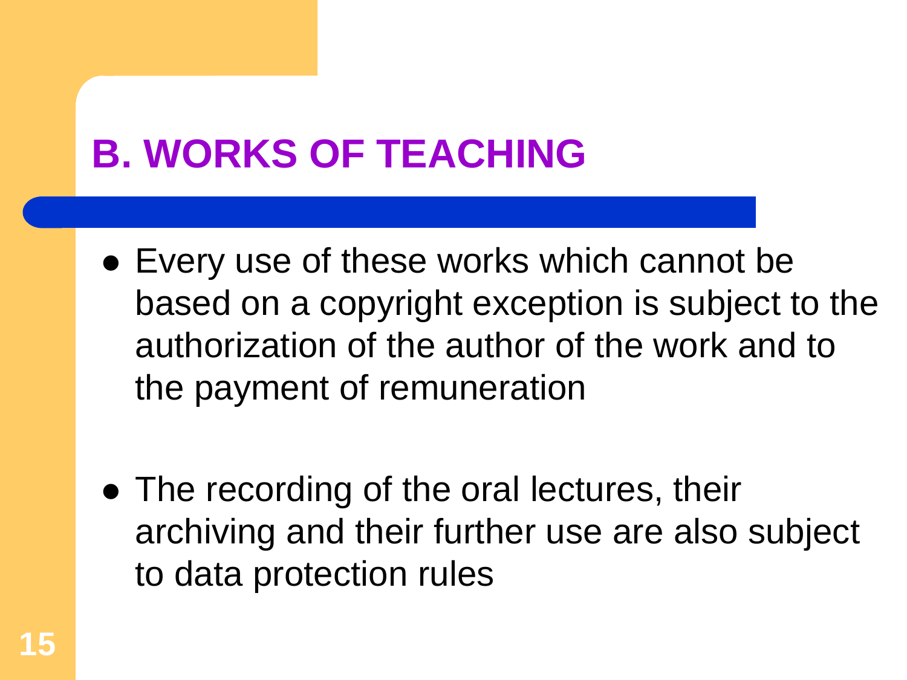## B. WORKS OF TEACHING

- Every use of these works which cannot be based on a copyright exception is subject to the authorization of the author of the work and to the payment of remuneration

- The recording of the oral lectures, their archiving and their further use are also subject to data protection rules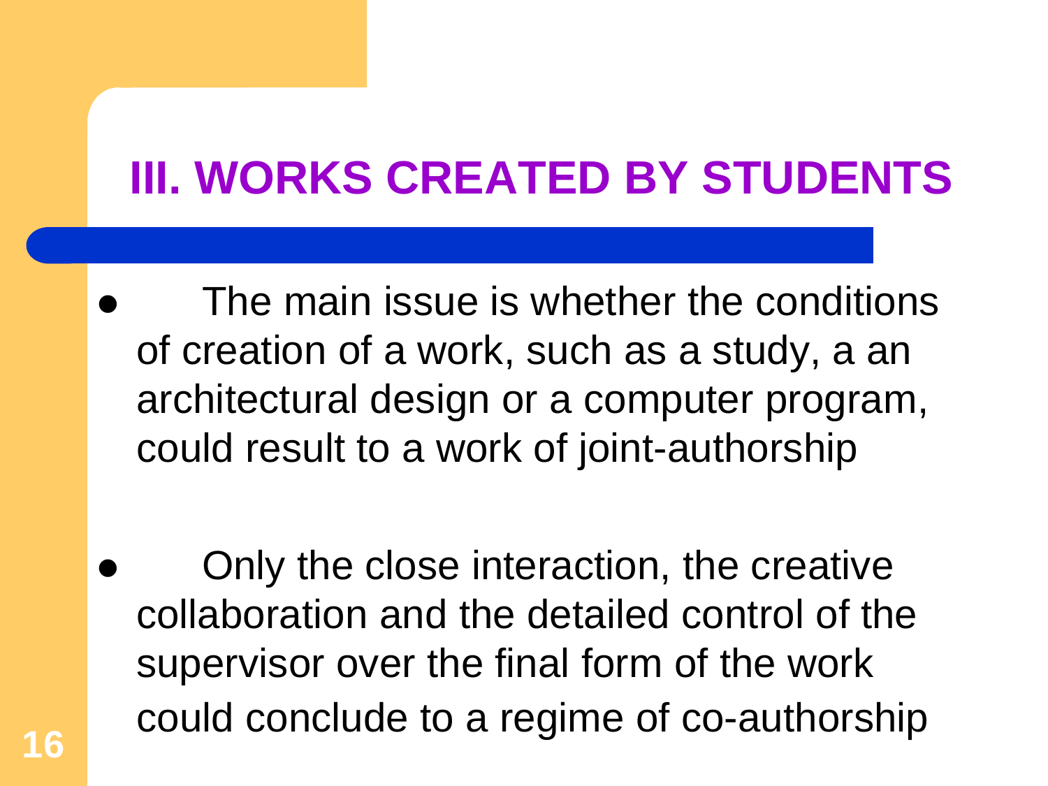## III. WORKS CREATED BY STUDENTS

- The main issue is whether the conditions of creation of a work, such as a study, a an architectural design or a computer program, could result to a work of joint-authorship

- Only the close interaction, the creative collaboration and the detailed control of the supervisor over the final form of the work could conclude to a regime of co-authorship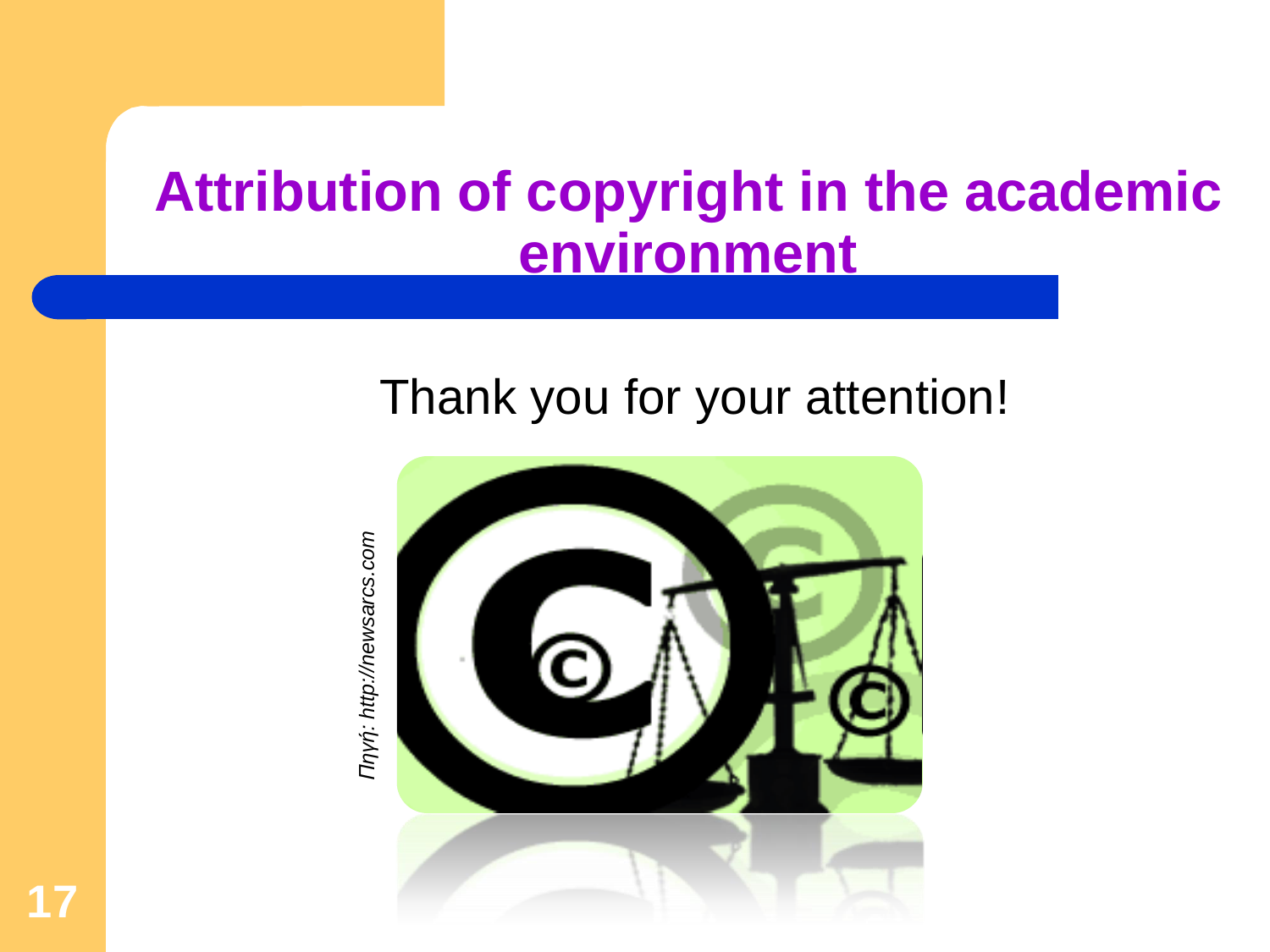# Attribution of copyright in the academic environment

Thank you for your attention!

*Πηγή: http://newsarcs.com*